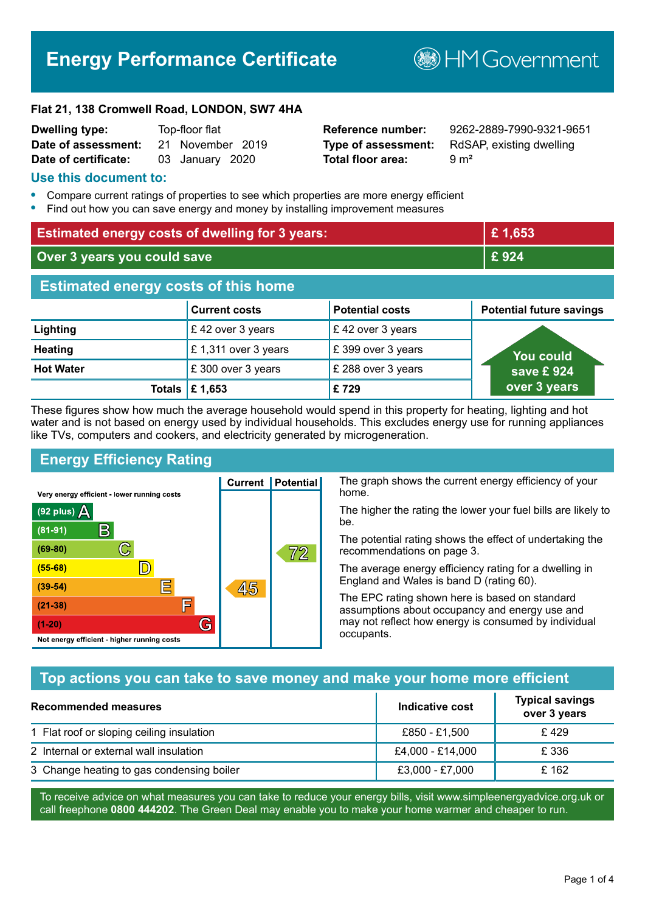# Energy Performance Certificate

HM Government

**Flat 21, 138 Cromwell Road, LONDON, SW7 4HA**

| | | | |
|---|---|---|---|
| **Dwelling type:** | Top-floor flat | **Reference number:** | 9262-2889-7990-9321-9651 |
| **Date of assessment:** | 21 November 2019 | **Type of assessment:** | RdSAP, existing dwelling |
| **Date of certificate:** | 03 January 2020 | **Total floor area:** | 9 m² |

## Use this document to:

- Compare current ratings of properties to see which properties are more energy efficient
- Find out how you can save energy and money by installing improvement measures

| | |
|---|---|
| **Estimated energy costs of dwelling for 3 years:** | **£ 1,653** |
| **Over 3 years you could save** | **£ 924** |

## Estimated energy costs of this home

| | Current costs | Potential costs | Potential future savings |
|---|---|---|---|
| **Lighting** | £ 42 over 3 years | £ 42 over 3 years | You could save £ 924 over 3 years |
| **Heating** | £ 1,311 over 3 years | £ 399 over 3 years | |
| **Hot Water** | £ 300 over 3 years | £ 288 over 3 years | |
| **Totals** | **£ 1,653** | **£ 729** | |

These figures show how much the average household would spend in this property for heating, lighting and hot water and is not based on energy used by individual households. This excludes energy use for running appliances like TVs, computers and cookers, and electricity generated by microgeneration.

## Energy Efficiency Rating

| Rating band | Current | Potential |
|---|---|---|
| Very energy efficient - lower running costs | | |
| (92 plus) A | | |
| (81-91) B | | |
| (69-80) C | | 72 |
| (55-68) D | | |
| (39-54) E | 45 | |
| (21-38) F | | |
| (1-20) G | | |
| Not energy efficient - higher running costs | | |

The graph shows the current energy efficiency of your home.

The higher the rating the lower your fuel bills are likely to be.

The potential rating shows the effect of undertaking the recommendations on page 3.

The average energy efficiency rating for a dwelling in England and Wales is band D (rating 60).

The EPC rating shown here is based on standard assumptions about occupancy and energy use and may not reflect how energy is consumed by individual occupants.

## Top actions you can take to save money and make your home more efficient

| Recommended measures | Indicative cost | Typical savings over 3 years |
|---|---|---|
| 1 Flat roof or sloping ceiling insulation | £850 - £1,500 | £ 429 |
| 2 Internal or external wall insulation | £4,000 - £14,000 | £ 336 |
| 3 Change heating to gas condensing boiler | £3,000 - £7,000 | £ 162 |

To receive advice on what measures you can take to reduce your energy bills, visit www.simpleenergyadvice.org.uk or call freephone **0800 444202**. The Green Deal may enable you to make your home warmer and cheaper to run.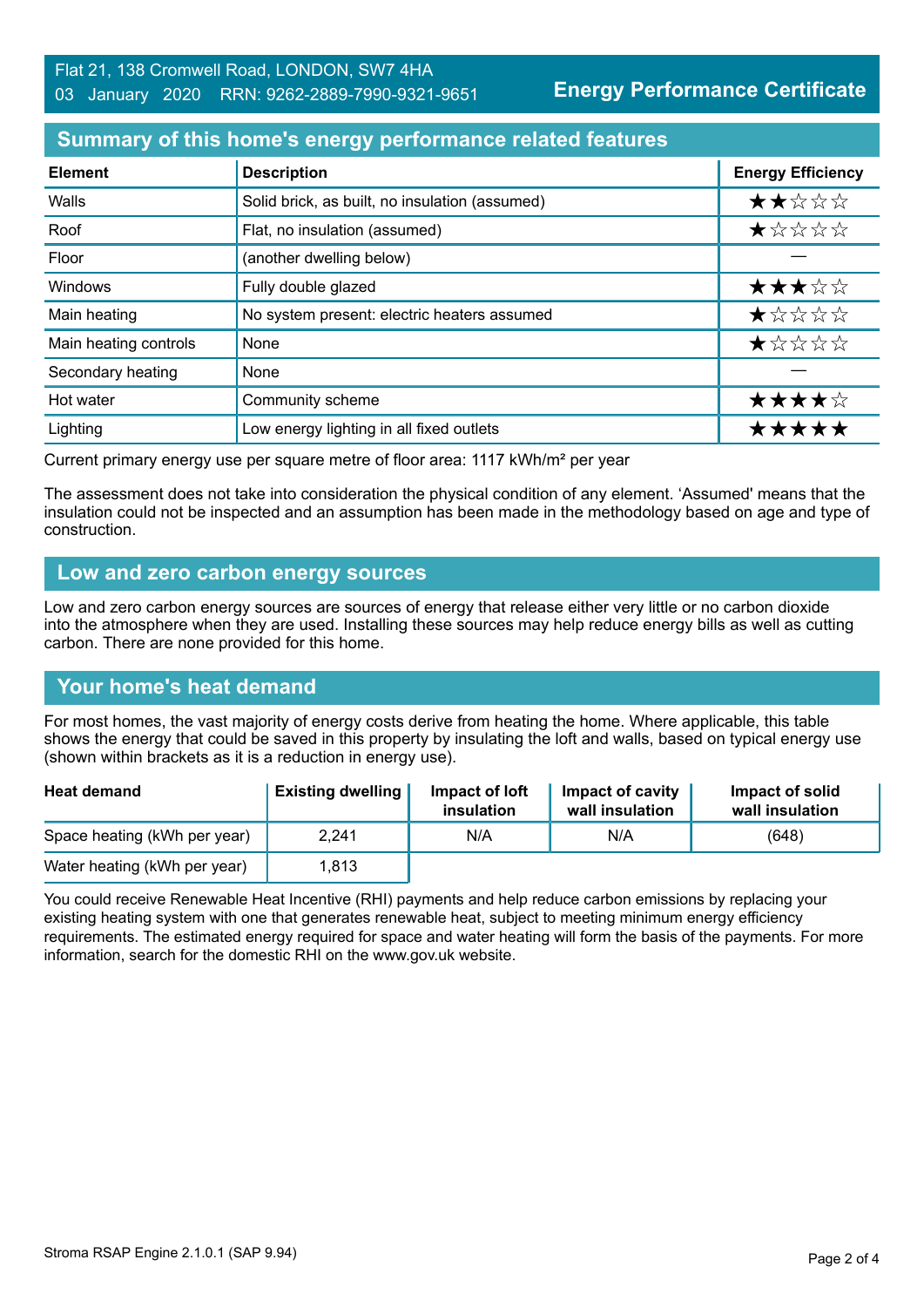Flat 21, 138 Cromwell Road, LONDON, SW7 4HA
03 January 2020 RRN: 9262-2889-7990-9321-9651

**Energy Performance Certificate**

## Summary of this home's energy performance related features

| Element | Description | Energy Efficiency |
|---|---|---|
| Walls | Solid brick, as built, no insulation (assumed) | ★★☆☆☆ |
| Roof | Flat, no insulation (assumed) | ★☆☆☆☆ |
| Floor | (another dwelling below) | — |
| Windows | Fully double glazed | ★★★☆☆ |
| Main heating | No system present: electric heaters assumed | ★☆☆☆☆ |
| Main heating controls | None | ★☆☆☆☆ |
| Secondary heating | None | — |
| Hot water | Community scheme | ★★★★☆ |
| Lighting | Low energy lighting in all fixed outlets | ★★★★★ |

Current primary energy use per square metre of floor area: 1117 kWh/m² per year

The assessment does not take into consideration the physical condition of any element. 'Assumed' means that the insulation could not be inspected and an assumption has been made in the methodology based on age and type of construction.

## Low and zero carbon energy sources

Low and zero carbon energy sources are sources of energy that release either very little or no carbon dioxide into the atmosphere when they are used. Installing these sources may help reduce energy bills as well as cutting carbon. There are none provided for this home.

## Your home's heat demand

For most homes, the vast majority of energy costs derive from heating the home. Where applicable, this table shows the energy that could be saved in this property by insulating the loft and walls, based on typical energy use (shown within brackets as it is a reduction in energy use).

| Heat demand | Existing dwelling | Impact of loft insulation | Impact of cavity wall insulation | Impact of solid wall insulation |
|---|---|---|---|---|
| Space heating (kWh per year) | 2,241 | N/A | N/A | (648) |
| Water heating (kWh per year) | 1,813 | | | |

You could receive Renewable Heat Incentive (RHI) payments and help reduce carbon emissions by replacing your existing heating system with one that generates renewable heat, subject to meeting minimum energy efficiency requirements. The estimated energy required for space and water heating will form the basis of the payments. For more information, search for the domestic RHI on the www.gov.uk website.

Stroma RSAP Engine 2.1.0.1 (SAP 9.94)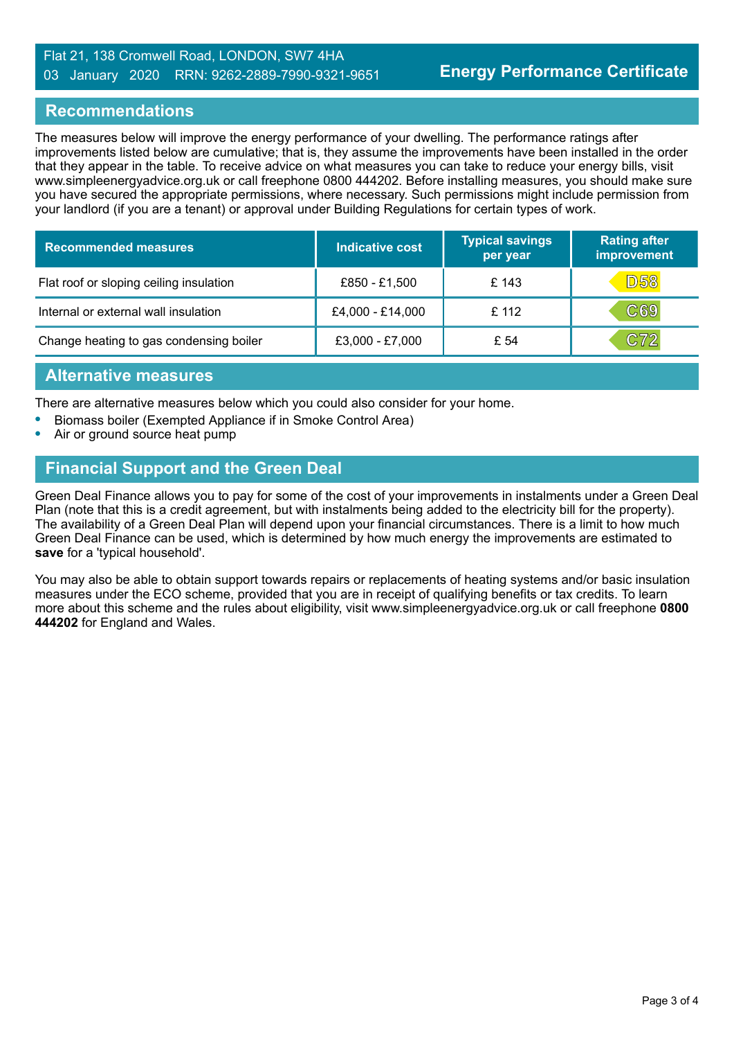Flat 21, 138 Cromwell Road, LONDON, SW7 4HA
03 January 2020 RRN: 9262-2889-7990-9321-9651

**Energy Performance Certificate**

## Recommendations

The measures below will improve the energy performance of your dwelling. The performance ratings after improvements listed below are cumulative; that is, they assume the improvements have been installed in the order that they appear in the table. To receive advice on what measures you can take to reduce your energy bills, visit www.simpleenergyadvice.org.uk or call freephone 0800 444202. Before installing measures, you should make sure you have secured the appropriate permissions, where necessary. Such permissions might include permission from your landlord (if you are a tenant) or approval under Building Regulations for certain types of work.

| Recommended measures | Indicative cost | Typical savings per year | Rating after improvement |
|---|---|---|---|
| Flat roof or sloping ceiling insulation | £850 - £1,500 | £ 143 | D58 |
| Internal or external wall insulation | £4,000 - £14,000 | £ 112 | C69 |
| Change heating to gas condensing boiler | £3,000 - £7,000 | £ 54 | C72 |

## Alternative measures

There are alternative measures below which you could also consider for your home.

- Biomass boiler (Exempted Appliance if in Smoke Control Area)
- Air or ground source heat pump

## Financial Support and the Green Deal

Green Deal Finance allows you to pay for some of the cost of your improvements in instalments under a Green Deal Plan (note that this is a credit agreement, but with instalments being added to the electricity bill for the property). The availability of a Green Deal Plan will depend upon your financial circumstances. There is a limit to how much Green Deal Finance can be used, which is determined by how much energy the improvements are estimated to **save** for a 'typical household'.

You may also be able to obtain support towards repairs or replacements of heating systems and/or basic insulation measures under the ECO scheme, provided that you are in receipt of qualifying benefits or tax credits. To learn more about this scheme and the rules about eligibility, visit www.simpleenergyadvice.org.uk or call freephone **0800 444202** for England and Wales.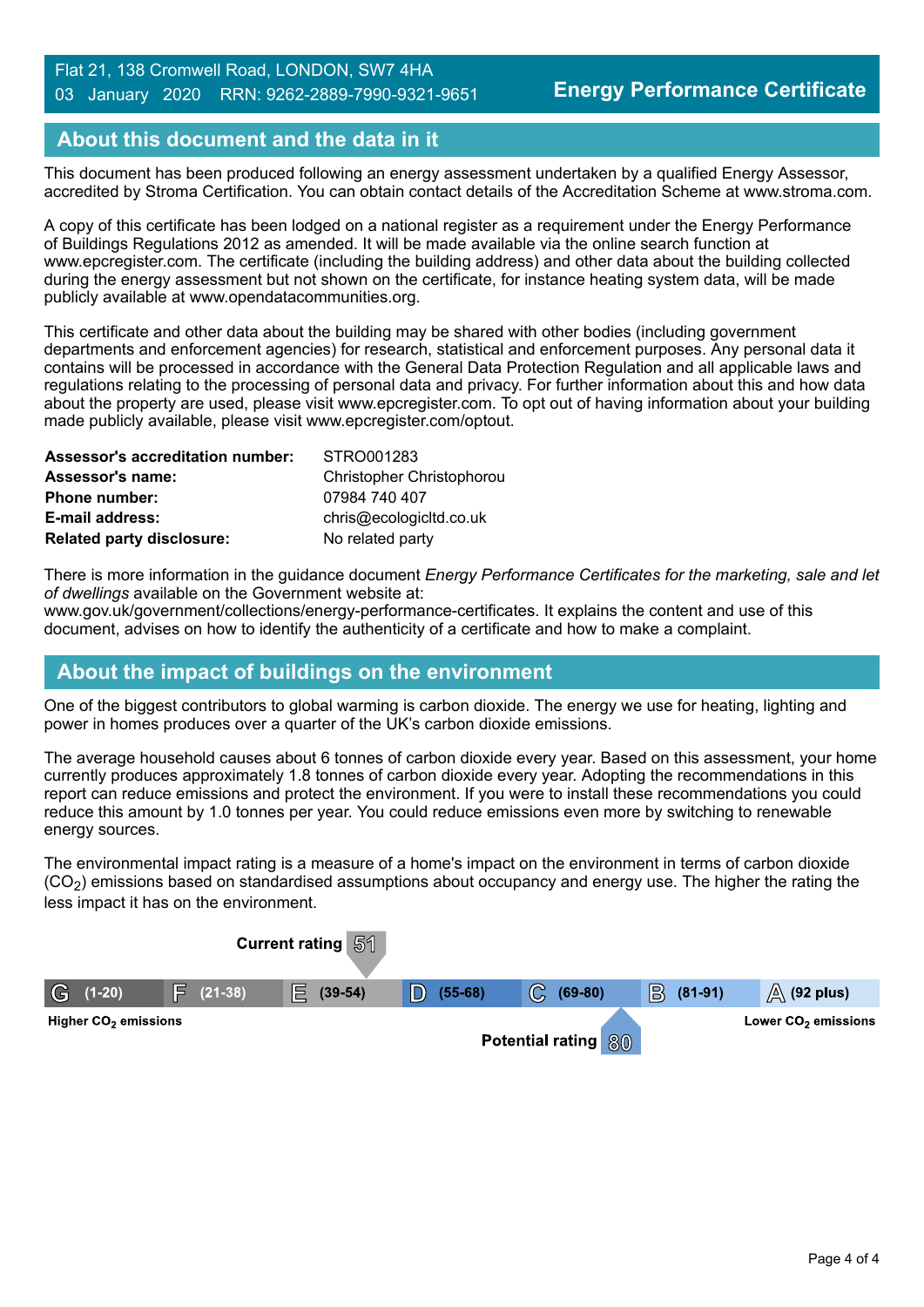Flat 21, 138 Cromwell Road, LONDON, SW7 4HA
03 January 2020 RRN: 9262-2889-7990-9321-9651

**Energy Performance Certificate**

## About this document and the data in it

This document has been produced following an energy assessment undertaken by a qualified Energy Assessor, accredited by Stroma Certification. You can obtain contact details of the Accreditation Scheme at www.stroma.com.

A copy of this certificate has been lodged on a national register as a requirement under the Energy Performance of Buildings Regulations 2012 as amended. It will be made available via the online search function at www.epcregister.com. The certificate (including the building address) and other data about the building collected during the energy assessment but not shown on the certificate, for instance heating system data, will be made publicly available at www.opendatacommunities.org.

This certificate and other data about the building may be shared with other bodies (including government departments and enforcement agencies) for research, statistical and enforcement purposes. Any personal data it contains will be processed in accordance with the General Data Protection Regulation and all applicable laws and regulations relating to the processing of personal data and privacy. For further information about this and how data about the property are used, please visit www.epcregister.com. To opt out of having information about your building made publicly available, please visit www.epcregister.com/optout.

| | |
|---|---|
| **Assessor's accreditation number:** | STRO001283 |
| **Assessor's name:** | Christopher Christophorou |
| **Phone number:** | 07984 740 407 |
| **E-mail address:** | chris@ecologicltd.co.uk |
| **Related party disclosure:** | No related party |

There is more information in the guidance document *Energy Performance Certificates for the marketing, sale and let of dwellings* available on the Government website at: www.gov.uk/government/collections/energy-performance-certificates. It explains the content and use of this document, advises on how to identify the authenticity of a certificate and how to make a complaint.

## About the impact of buildings on the environment

One of the biggest contributors to global warming is carbon dioxide. The energy we use for heating, lighting and power in homes produces over a quarter of the UK's carbon dioxide emissions.

The average household causes about 6 tonnes of carbon dioxide every year. Based on this assessment, your home currently produces approximately 1.8 tonnes of carbon dioxide every year. Adopting the recommendations in this report can reduce emissions and protect the environment. If you were to install these recommendations you could reduce this amount by 1.0 tonnes per year. You could reduce emissions even more by switching to renewable energy sources.

The environmental impact rating is a measure of a home's impact on the environment in terms of carbon dioxide ($CO_2$) emissions based on standardised assumptions about occupancy and energy use. The higher the rating the less impact it has on the environment.

Current rating 51

G (1-20) F (21-38) E (39-54) D (55-68) C (69-80) B (81-91) A (92 plus)

Higher $CO_2$ emissions

Lower $CO_2$ emissions

Potential rating 80